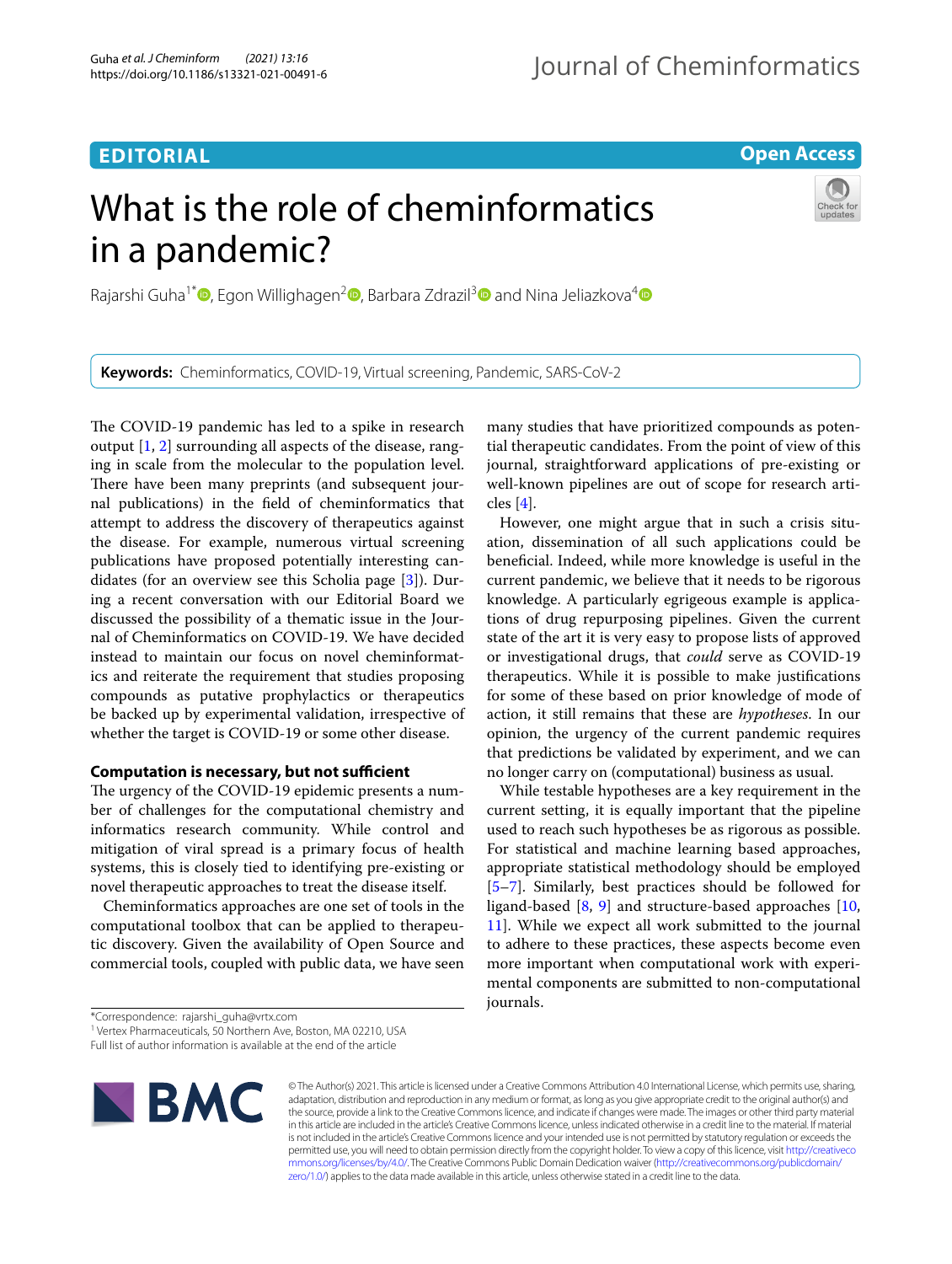EDITORIAL

Open Access

# What is the role of cheminformatics in a pandemic?

Rajarshi Guha[1*], Egon Willighagen[2], Barbara Zdrazil[3] and Nina Jeliazkova[4]

**Keywords:** Cheminformatics, COVID-19, Virtual screening, Pandemic, SARS-CoV-2

The COVID-19 pandemic has led to a spike in research output [1, 2] surrounding all aspects of the disease, ranging in scale from the molecular to the population level. There have been many preprints (and subsequent journal publications) in the field of cheminformatics that attempt to address the discovery of therapeutics against the disease. For example, numerous virtual screening publications have proposed potentially interesting candidates (for an overview see this Scholia page [3]). During a recent conversation with our Editorial Board we discussed the possibility of a thematic issue in the Journal of Cheminformatics on COVID-19. We have decided instead to maintain our focus on novel cheminformatics and reiterate the requirement that studies proposing compounds as putative prophylactics or therapeutics be backed up by experimental validation, irrespective of whether the target is COVID-19 or some other disease.

## Computation is necessary, but not sufficient

The urgency of the COVID-19 epidemic presents a number of challenges for the computational chemistry and informatics research community. While control and mitigation of viral spread is a primary focus of health systems, this is closely tied to identifying pre-existing or novel therapeutic approaches to treat the disease itself.

Cheminformatics approaches are one set of tools in the computational toolbox that can be applied to therapeutic discovery. Given the availability of Open Source and commercial tools, coupled with public data, we have seen many studies that have prioritized compounds as potential therapeutic candidates. From the point of view of this journal, straightforward applications of pre-existing or well-known pipelines are out of scope for research articles [4].

However, one might argue that in such a crisis situation, dissemination of all such applications could be beneficial. Indeed, while more knowledge is useful in the current pandemic, we believe that it needs to be rigorous knowledge. A particularly egregious example is applications of drug repurposing pipelines. Given the current state of the art it is very easy to propose lists of approved or investigational drugs, that *could* serve as COVID-19 therapeutics. While it is possible to make justifications for some of these based on prior knowledge of mode of action, it still remains that these are *hypotheses*. In our opinion, the urgency of the current pandemic requires that predictions be validated by experiment, and we can no longer carry on (computational) business as usual.

While testable hypotheses are a key requirement in the current setting, it is equally important that the pipeline used to reach such hypotheses be as rigorous as possible. For statistical and machine learning based approaches, appropriate statistical methodology should be employed [5–7]. Similarly, best practices should be followed for ligand-based [8, 9] and structure-based approaches [10, 11]. While we expect all work submitted to the journal to adhere to these practices, these aspects become even more important when computational work with experimental components are submitted to non-computational journals.

*Correspondence: rajarshi_guha@vrtx.com
[1] Vertex Pharmaceuticals, 50 Northern Ave, Boston, MA 02210, USA
Full list of author information is available at the end of the article

© The Author(s) 2021. This article is licensed under a Creative Commons Attribution 4.0 International License, which permits use, sharing, adaptation, distribution and reproduction in any medium or format, as long as you give appropriate credit to the original author(s) and the source, provide a link to the Creative Commons licence, and indicate if changes were made. The images or other third party material in this article are included in the article's Creative Commons licence, unless indicated otherwise in a credit line to the material. If material is not included in the article's Creative Commons licence and your intended use is not permitted by statutory regulation or exceeds the permitted use, you will need to obtain permission directly from the copyright holder. To view a copy of this licence, visit http://creativecommons.org/licenses/by/4.0/. The Creative Commons Public Domain Dedication waiver (http://creativecommons.org/publicdomain/zero/1.0/) applies to the data made available in this article, unless otherwise stated in a credit line to the data.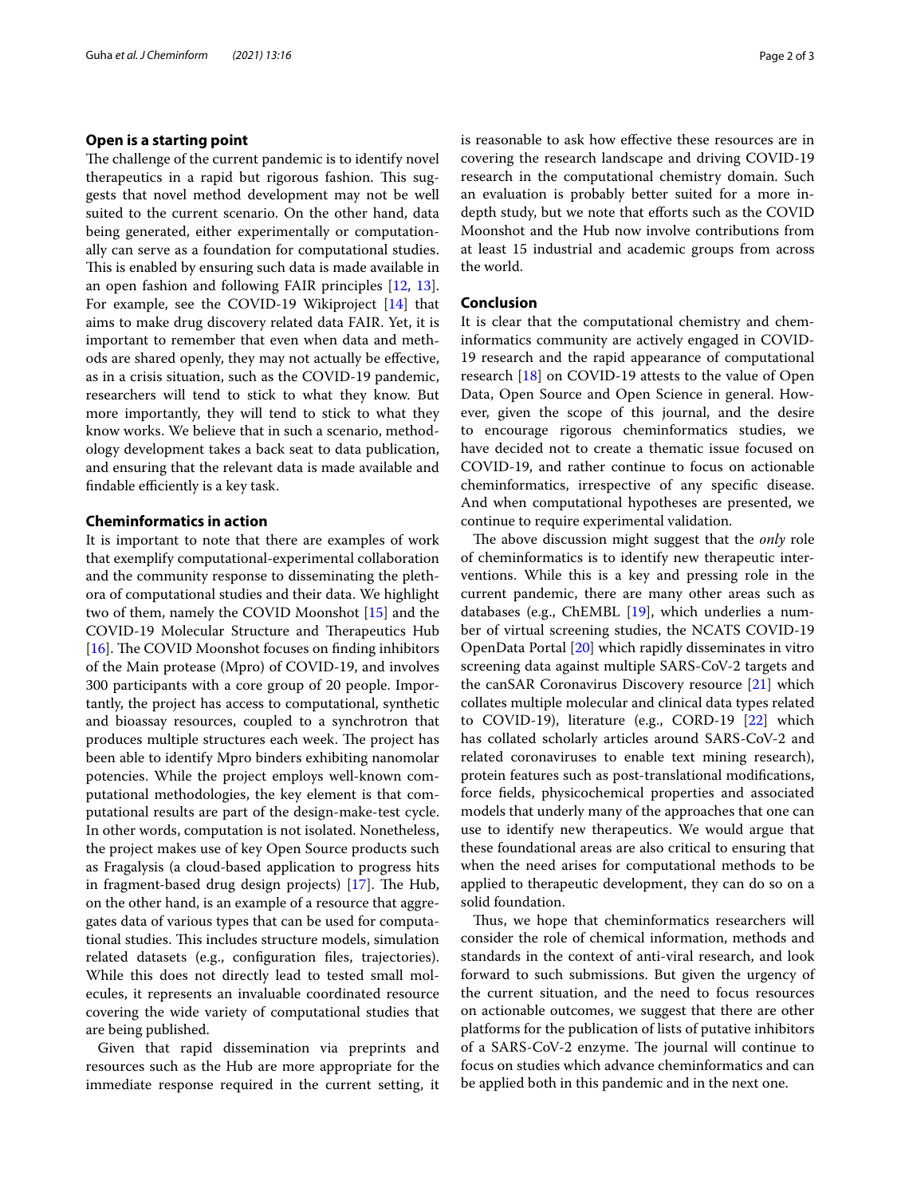## Open is a starting point

The challenge of the current pandemic is to identify novel therapeutics in a rapid but rigorous fashion. This suggests that novel method development may not be well suited to the current scenario. On the other hand, data being generated, either experimentally or computationally can serve as a foundation for computational studies. This is enabled by ensuring such data is made available in an open fashion and following FAIR principles [12, 13]. For example, see the COVID-19 Wikiproject [14] that aims to make drug discovery related data FAIR. Yet, it is important to remember that even when data and methods are shared openly, they may not actually be effective, as in a crisis situation, such as the COVID-19 pandemic, researchers will tend to stick to what they know. But more importantly, they will tend to stick to what they know works. We believe that in such a scenario, methodology development takes a back seat to data publication, and ensuring that the relevant data is made available and findable efficiently is a key task.

## Cheminformatics in action

It is important to note that there are examples of work that exemplify computational-experimental collaboration and the community response to disseminating the plethora of computational studies and their data. We highlight two of them, namely the COVID Moonshot [15] and the COVID-19 Molecular Structure and Therapeutics Hub [16]. The COVID Moonshot focuses on finding inhibitors of the Main protease (Mpro) of COVID-19, and involves 300 participants with a core group of 20 people. Importantly, the project has access to computational, synthetic and bioassay resources, coupled to a synchrotron that produces multiple structures each week. The project has been able to identify Mpro binders exhibiting nanomolar potencies. While the project employs well-known computational methodologies, the key element is that computational results are part of the design-make-test cycle. In other words, computation is not isolated. Nonetheless, the project makes use of key Open Source products such as Fragalysis (a cloud-based application to progress hits in fragment-based drug design projects) [17]. The Hub, on the other hand, is an example of a resource that aggregates data of various types that can be used for computational studies. This includes structure models, simulation related datasets (e.g., configuration files, trajectories). While this does not directly lead to tested small molecules, it represents an invaluable coordinated resource covering the wide variety of computational studies that are being published.

Given that rapid dissemination via preprints and resources such as the Hub are more appropriate for the immediate response required in the current setting, it is reasonable to ask how effective these resources are in covering the research landscape and driving COVID-19 research in the computational chemistry domain. Such an evaluation is probably better suited for a more in-depth study, but we note that efforts such as the COVID Moonshot and the Hub now involve contributions from at least 15 industrial and academic groups from across the world.

## Conclusion

It is clear that the computational chemistry and cheminformatics community are actively engaged in COVID-19 research and the rapid appearance of computational research [18] on COVID-19 attests to the value of Open Data, Open Source and Open Science in general. However, given the scope of this journal, and the desire to encourage rigorous cheminformatics studies, we have decided not to create a thematic issue focused on COVID-19, and rather continue to focus on actionable cheminformatics, irrespective of any specific disease. And when computational hypotheses are presented, we continue to require experimental validation.

The above discussion might suggest that the *only* role of cheminformatics is to identify new therapeutic interventions. While this is a key and pressing role in the current pandemic, there are many other areas such as databases (e.g., ChEMBL [19], which underlies a number of virtual screening studies, the NCATS COVID-19 OpenData Portal [20] which rapidly disseminates in vitro screening data against multiple SARS-CoV-2 targets and the canSAR Coronavirus Discovery resource [21] which collates multiple molecular and clinical data types related to COVID-19), literature (e.g., CORD-19 [22] which has collated scholarly articles around SARS-CoV-2 and related coronaviruses to enable text mining research), protein features such as post-translational modifications, force fields, physicochemical properties and associated models that underly many of the approaches that one can use to identify new therapeutics. We would argue that these foundational areas are also critical to ensuring that when the need arises for computational methods to be applied to therapeutic development, they can do so on a solid foundation.

Thus, we hope that cheminformatics researchers will consider the role of chemical information, methods and standards in the context of anti-viral research, and look forward to such submissions. But given the urgency of the current situation, and the need to focus resources on actionable outcomes, we suggest that there are other platforms for the publication of lists of putative inhibitors of a SARS-CoV-2 enzyme. The journal will continue to focus on studies which advance cheminformatics and can be applied both in this pandemic and in the next one.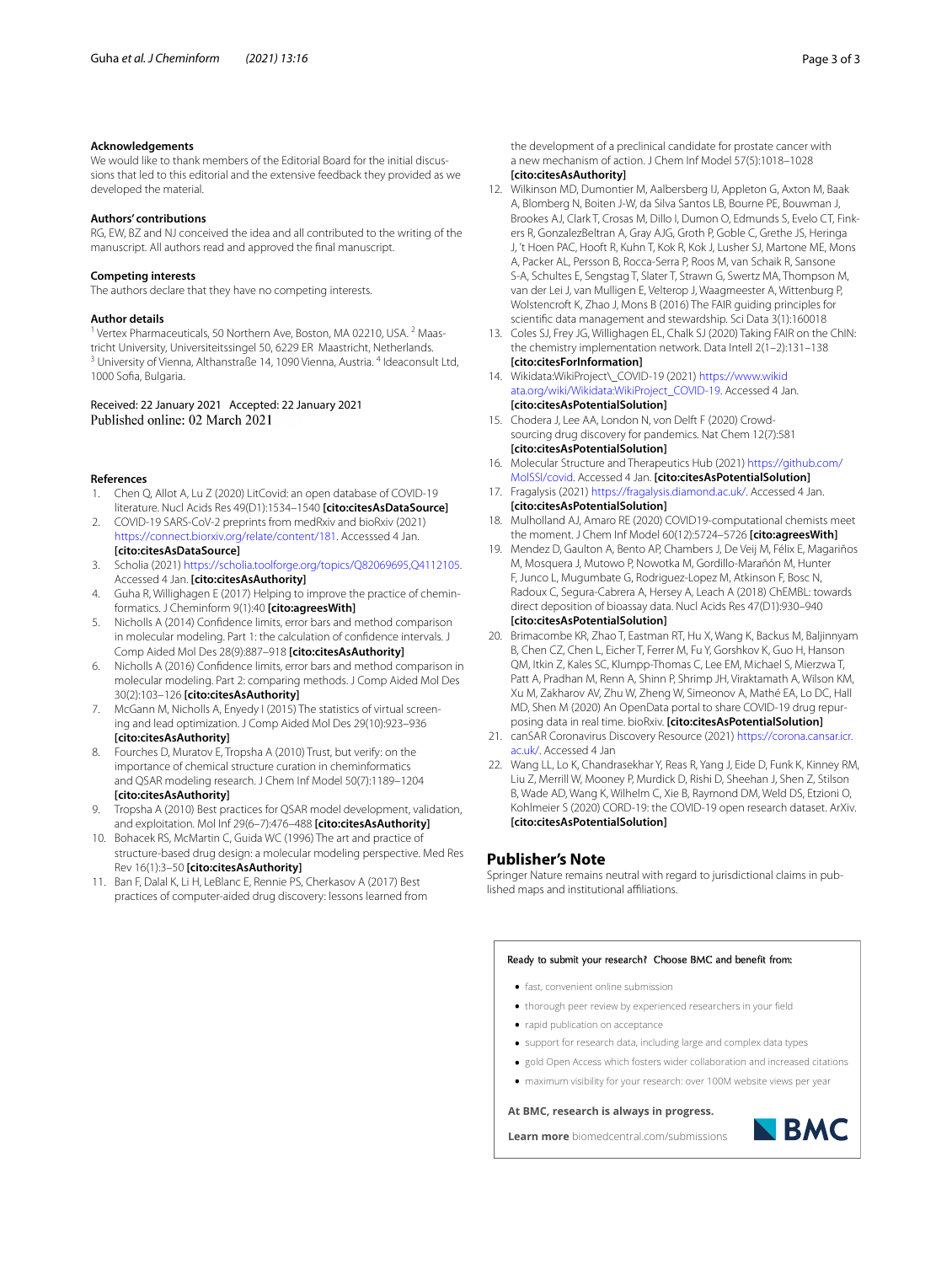### Acknowledgements

We would like to thank members of the Editorial Board for the initial discussions that led to this editorial and the extensive feedback they provided as we developed the material.

### Authors' contributions

RG, EW, BZ and NJ conceived the idea and all contributed to the writing of the manuscript. All authors read and approved the final manuscript.

### Competing interests

The authors declare that they have no competing interests.

### Author details

[1] Vertex Pharmaceuticals, 50 Northern Ave, Boston, MA 02210, USA. [2] Maastricht University, Universiteitssingel 50, 6229 ER Maastricht, Netherlands. [3] University of Vienna, Althanstraße 14, 1090 Vienna, Austria. [4] Ideaconsult Ltd, 1000 Sofia, Bulgaria.

Received: 22 January 2021 Accepted: 22 January 2021
Published online: 02 March 2021

### References

1. Chen Q, Allot A, Lu Z (2020) LitCovid: an open database of COVID-19 literature. Nucl Acids Res 49(D1):1534–1540 **[cito:citesAsDataSource]**
2. COVID-19 SARS-CoV-2 preprints from medRxiv and bioRxiv (2021) https://connect.biorxiv.org/relate/content/181. Accesssed 4 Jan. **[cito:citesAsDataSource]**
3. Scholia (2021) https://scholia.toolforge.org/topics/Q82069695,Q4112105. Accessed 4 Jan. **[cito:citesAsAuthority]**
4. Guha R, Willighagen E (2017) Helping to improve the practice of cheminformatics. J Cheminform 9(1):40 **[cito:agreesWith]**
5. Nicholls A (2014) Confidence limits, error bars and method comparison in molecular modeling. Part 1: the calculation of confidence intervals. J Comp Aided Mol Des 28(9):887–918 **[cito:citesAsAuthority]**
6. Nicholls A (2016) Confidence limits, error bars and method comparison in molecular modeling. Part 2: comparing methods. J Comp Aided Mol Des 30(2):103–126 **[cito:citesAsAuthority]**
7. McGann M, Nicholls A, Enyedy I (2015) The statistics of virtual screening and lead optimization. J Comp Aided Mol Des 29(10):923–936 **[cito:citesAsAuthority]**
8. Fourches D, Muratov E, Tropsha A (2010) Trust, but verify: on the importance of chemical structure curation in cheminformatics and QSAR modeling research. J Chem Inf Model 50(7):1189–1204 **[cito:citesAsAuthority]**
9. Tropsha A (2010) Best practices for QSAR model development, validation, and exploitation. Mol Inf 29(6–7):476–488 **[cito:citesAsAuthority]**
10. Bohacek RS, McMartin C, Guida WC (1996) The art and practice of structure-based drug design: a molecular modeling perspective. Med Res Rev 16(1):3–50 **[cito:citesAsAuthority]**
11. Ban F, Dalal K, Li H, LeBlanc E, Rennie PS, Cherkasov A (2017) Best practices of computer-aided drug discovery: lessons learned from the development of a preclinical candidate for prostate cancer with a new mechanism of action. J Chem Inf Model 57(5):1018–1028 **[cito:citesAsAuthority]**
12. Wilkinson MD, Dumontier M, Aalbersberg IJ, Appleton G, Axton M, Baak A, Blomberg N, Boiten J-W, da Silva Santos LB, Bourne PE, Bouwman J, Brookes AJ, Clark T, Crosas M, Dillo I, Dumon O, Edmunds S, Evelo CT, Finkers R, GonzalezBeltran A, Gray AJG, Groth P, Goble C, Grethe JS, Heringa J, 't Hoen PAC, Hooft R, Kuhn T, Kok R, Kok J, Lusher SJ, Martone ME, Mons A, Packer AL, Persson B, Rocca-Serra P, Roos M, van Schaik R, Sansone S-A, Schultes E, Sengstag T, Slater T, Strawn G, Swertz MA, Thompson M, van der Lei J, van Mulligen E, Velterop J, Waagmeester A, Wittenburg P, Wolstencroft K, Zhao J, Mons B (2016) The FAIR guiding principles for scientific data management and stewardship. Sci Data 3(1):160018
13. Coles SJ, Frey JG, Willighagen EL, Chalk SJ (2020) Taking FAIR on the ChIN: the chemistry implementation network. Data Intell 2(1–2):131–138 **[cito:citesForInformation]**
14. Wikidata:WikiProject\_COVID-19 (2021) https://www.wikidata.org/wiki/Wikidata:WikiProject_COVID-19. Accessed 4 Jan. **[cito:citesAsPotentialSolution]**
15. Chodera J, Lee AA, London N, von Delft F (2020) Crowdsourcing drug discovery for pandemics. Nat Chem 12(7):581 **[cito:citesAsPotentialSolution]**
16. Molecular Structure and Therapeutics Hub (2021) https://github.com/MolSSI/covid. Accessed 4 Jan. **[cito:citesAsPotentialSolution]**
17. Fragalysis (2021) https://fragalysis.diamond.ac.uk/. Accessed 4 Jan. **[cito:citesAsPotentialSolution]**
18. Mulholland AJ, Amaro RE (2020) COVID19-computational chemists meet the moment. J Chem Inf Model 60(12):5724–5726 **[cito:agreesWith]**
19. Mendez D, Gaulton A, Bento AP, Chambers J, De Veij M, Félix E, Magariños M, Mosquera J, Mutowo P, Nowotka M, Gordillo-Marañón M, Hunter F, Junco L, Mugumbate G, Rodriguez-Lopez M, Atkinson F, Bosc N, Radoux C, Segura-Cabrera A, Hersey A, Leach A (2018) ChEMBL: towards direct deposition of bioassay data. Nucl Acids Res 47(D1):930–940 **[cito:citesAsPotentialSolution]**
20. Brimacombe KR, Zhao T, Eastman RT, Hu X, Wang K, Backus M, Baljinnyam B, Chen CZ, Chen L, Eicher T, Ferrer M, Fu Y, Gorshkov K, Guo H, Hanson QM, Itkin Z, Kales SC, Klumpp-Thomas C, Lee EM, Michael S, Mierzwa T, Patt A, Pradhan M, Renn A, Shinn P, Shrimp JH, Viraktamath A, Wilson KM, Xu M, Zakharov AV, Zhu W, Zheng W, Simeonov A, Mathé EA, Lo DC, Hall MD, Shen M (2020) An OpenData portal to share COVID-19 drug repurposing data in real time. bioRxiv. **[cito:citesAsPotentialSolution]**
21. canSAR Coronavirus Discovery Resource (2021) https://corona.cansar.icr.ac.uk/. Accessed 4 Jan
22. Wang LL, Lo K, Chandrasekhar Y, Reas R, Yang J, Eide D, Funk K, Kinney RM, Liu Z, Merrill W, Mooney P, Murdick D, Rishi D, Sheehan J, Shen Z, Stilson B, Wade AD, Wang K, Wilhelm C, Xie B, Raymond DM, Weld DS, Etzioni O, Kohlmeier S (2020) CORD-19: the COVID-19 open research dataset. ArXiv. **[cito:citesAsPotentialSolution]**

## Publisher's Note

Springer Nature remains neutral with regard to jurisdictional claims in published maps and institutional affiliations.

Ready to submit your research? Choose BMC and benefit from:

- fast, convenient online submission
- thorough peer review by experienced researchers in your field
- rapid publication on acceptance
- support for research data, including large and complex data types
- gold Open Access which fosters wider collaboration and increased citations
- maximum visibility for your research: over 100M website views per year

**At BMC, research is always in progress.**

**Learn more** biomedcentral.com/submissions

BMC